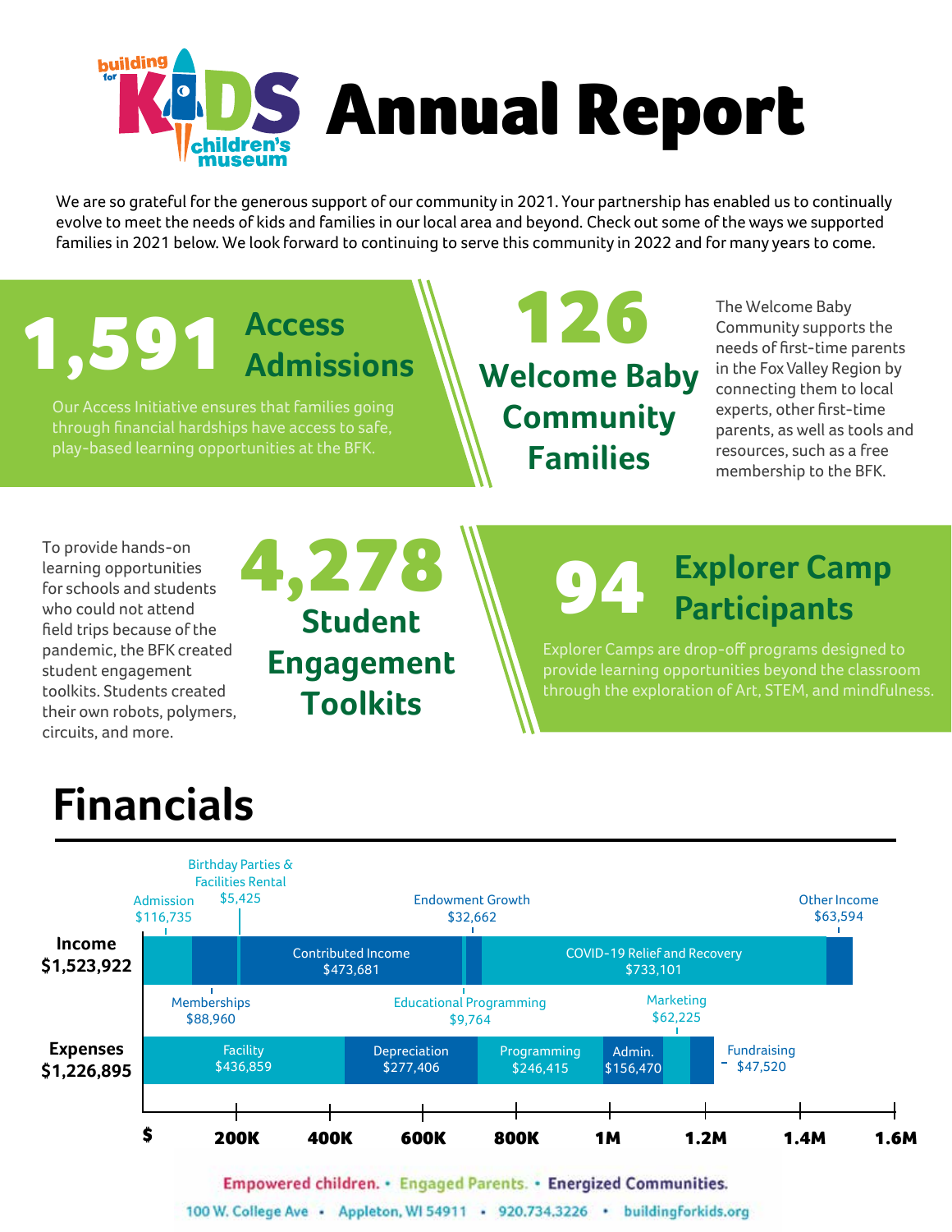# building for KIDS children's museum Annual Report

We are so grateful for the generous support of our community in 2021. Your partnership has enabled us to continually evolve to meet the needs of kids and families in our local area and beyond. Check out some of the ways we supported families in 2021 below. We look forward to continuing to serve this community in 2022 and for many years to come.

## 1,591 Access Admissions

Our Access Initiative ensures that families going through financial hardships have access to safe, play-based learning opportunities at the BFK.

## 126 Welcome Baby Community Families

The Welcome Baby Community supports the needs of first-time parents in the Fox Valley Region by connecting them to local experts, other first-time parents, as well as tools and resources, such as a free membership to the BFK.

## 4,278 Student Engagement Toolkits

To provide hands-on learning opportunities for schools and students who could not attend field trips because of the pandemic, the BFK created student engagement toolkits. Students created their own robots, polymers, circuits, and more.

## 94 Explorer Camp Participants

Explorer Camps are drop-off programs designed to provide learning opportunities beyond the classroom through the exploration of Art, STEM, and mindfulness.

# Financials

**Income $1,523,922**

| Category | Amount |
|---|---|
| Admission | $116,735 |
| Memberships | $88,960 |
| Birthday Parties & Facilities Rental | $5,425 |
| Contributed Income | $473,681 |
| Endowment Growth | $32,662 |
| COVID-19 Relief and Recovery | $733,101 |
| Other Income | $63,594 |

**Expenses $1,226,895**

| Category | Amount |
|---|---|
| Facility | $436,859 |
| Depreciation | $277,406 |
| Educational Programming | $9,764 |
| Programming | $246,415 |
| Admin. | $156,470 |
| Marketing | $62,225 |
| Fundraising | $47,520 |

Empowered children. • Engaged Parents. • Energized Communities.

100 W. College Ave • Appleton, WI 54911 • 920.734.3226 • buildingforkids.org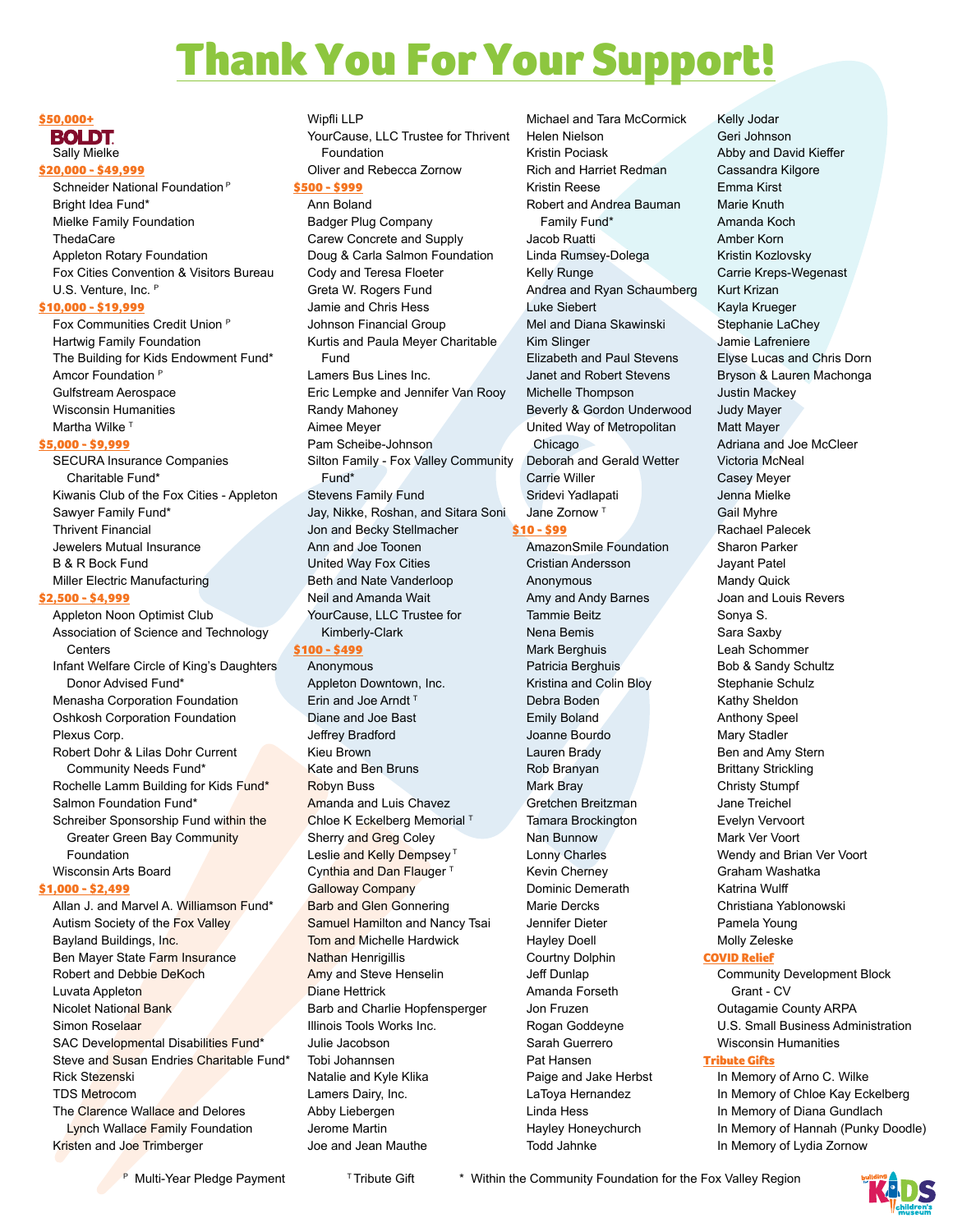# Thank You For Your Support!

**$50,000+**

BOLDT

- Sally Mielke

**$20,000 - $49,999**

- Schneider National Foundation [P]
- Bright Idea Fund*
- Mielke Family Foundation
- ThedaCare
- Appleton Rotary Foundation
- Fox Cities Convention & Visitors Bureau
- U.S. Venture, Inc. [P]

**$10,000 - $19,999**

- Fox Communities Credit Union [P]
- Hartwig Family Foundation
- The Building for Kids Endowment Fund*
- Amcor Foundation [P]
- Gulfstream Aerospace
- Wisconsin Humanities
- Martha Wilke [T]

**$5,000 - $9,999**

- SECURA Insurance Companies Charitable Fund*
- Kiwanis Club of the Fox Cities - Appleton
- Sawyer Family Fund*
- Thrivent Financial
- Jewelers Mutual Insurance
- B & R Bock Fund
- Miller Electric Manufacturing

**$2,500 - $4,999**

- Appleton Noon Optimist Club
- Association of Science and Technology Centers
- Infant Welfare Circle of King's Daughters Donor Advised Fund*
- Menasha Corporation Foundation
- Oshkosh Corporation Foundation
- Plexus Corp.
- Robert Dohr & Lilas Dohr Current Community Needs Fund*
- Rochelle Lamm Building for Kids Fund*
- Salmon Foundation Fund*
- Schreiber Sponsorship Fund within the Greater Green Bay Community Foundation
- Wisconsin Arts Board

**$1,000 - $2,499**

- Allan J. and Marvel A. Williamson Fund*
- Autism Society of the Fox Valley
- Bayland Buildings, Inc.
- Ben Mayer State Farm Insurance
- Robert and Debbie DeKoch
- Luvata Appleton
- Nicolet National Bank
- Simon Roselaar
- SAC Developmental Disabilities Fund*
- Steve and Susan Endries Charitable Fund*
- Rick Stezenski
- TDS Metrocom
- The Clarence Wallace and Delores Lynch Wallace Family Foundation
- Kristen and Joe Trimberger
- Wipfli LLP
- YourCause, LLC Trustee for Thrivent Foundation
- Oliver and Rebecca Zornow

**$500 - $999**

- Ann Boland
- Badger Plug Company
- Carew Concrete and Supply
- Doug & Carla Salmon Foundation
- Cody and Teresa Floeter
- Greta W. Rogers Fund
- Jamie and Chris Hess
- Johnson Financial Group
- Kurtis and Paula Meyer Charitable Fund
- Lamers Bus Lines Inc.
- Eric Lempke and Jennifer Van Rooy
- Randy Mahoney
- Aimee Meyer
- Pam Scheibe-Johnson
- Silton Family - Fox Valley Community Fund*
- Stevens Family Fund
- Jay, Nikke, Roshan, and Sitara Soni
- Jon and Becky Stellmacher
- Ann and Joe Toonen
- United Way Fox Cities
- Beth and Nate Vanderloop
- Neil and Amanda Wait
- YourCause, LLC Trustee for Kimberly-Clark

**$100 - $499**

- Anonymous
- Appleton Downtown, Inc.
- Erin and Joe Arndt [T]
- Diane and Joe Bast
- Jeffrey Bradford
- Kieu Brown
- Kate and Ben Bruns
- Robyn Buss
- Amanda and Luis Chavez
- Chloe K Eckelberg Memorial [T]
- Sherry and Greg Coley
- Leslie and Kelly Dempsey [T]
- Cynthia and Dan Flauger [T]
- Galloway Company
- Barb and Glen Gonnering
- Samuel Hamilton and Nancy Tsai
- Tom and Michelle Hardwick
- Nathan Henrigillis
- Amy and Steve Henselin
- Diane Hettrick
- Barb and Charlie Hopfensperger
- Illinois Tools Works Inc.
- Julie Jacobson
- Tobi Johannsen
- Natalie and Kyle Klika
- Lamers Dairy, Inc.
- Abby Liebergen
- Jerome Martin
- Joe and Jean Mauthe
- Michael and Tara McCormick
- Helen Nielson
- Kristin Pociask
- Rich and Harriet Redman
- Kristin Reese
- Robert and Andrea Bauman Family Fund*
- Jacob Ruatti
- Linda Rumsey-Dolega
- Kelly Runge
- Andrea and Ryan Schaumberg
- Luke Siebert
- Mel and Diana Skawinski
- Kim Slinger
- Elizabeth and Paul Stevens
- Janet and Robert Stevens
- Michelle Thompson
- Beverly & Gordon Underwood
- United Way of Metropolitan Chicago
- Deborah and Gerald Wetter
- Carrie Willer
- Sridevi Yadlapati
- Jane Zornow [T]

**$10 - $99**

- AmazonSmile Foundation
- Cristian Andersson
- Anonymous
- Amy and Andy Barnes
- Tammie Beitz
- Nena Bemis
- Mark Berghuis
- Patricia Berghuis
- Kristina and Colin Bloy
- Debra Boden
- Emily Boland
- Joanne Bourdo
- Lauren Brady
- Rob Branyan
- Mark Bray
- Gretchen Breitzman
- Tamara Brockington
- Nan Bunnow
- Lonny Charles
- Kevin Cherney
- Dominic Demerath
- Marie Dercks
- Jennifer Dieter
- Hayley Doell
- Courtny Dolphin
- Jeff Dunlap
- Amanda Forseth
- Jon Fruzen
- Rogan Goddeyne
- Sarah Guerrero
- Pat Hansen
- Paige and Jake Herbst
- LaToya Hernandez
- Linda Hess
- Hayley Honeychurch
- Todd Jahnke
- Kelly Jodar
- Geri Johnson
- Abby and David Kieffer
- Cassandra Kilgore
- Emma Kirst
- Marie Knuth
- Amanda Koch
- Amber Korn
- Kristin Kozlovsky
- Carrie Kreps-Wegenast
- Kurt Krizan
- Kayla Krueger
- Stephanie LaChey
- Jamie Lafreniere
- Elyse Lucas and Chris Dorn
- Bryson & Lauren Machonga
- Justin Mackey
- Judy Mayer
- Matt Mayer
- Adriana and Joe McCleer
- Victoria McNeal
- Casey Meyer
- Jenna Mielke
- Gail Myhre
- Rachael Palecek
- Sharon Parker
- Jayant Patel
- Mandy Quick
- Joan and Louis Revers
- Sonya S.
- Sara Saxby
- Leah Schommer
- Bob & Sandy Schultz
- Stephanie Schulz
- Kathy Sheldon
- Anthony Speel
- Mary Stadler
- Ben and Amy Stern
- Brittany Strickling
- Christy Stumpf
- Jane Treichel
- Evelyn Vervoort
- Mark Ver Voort
- Wendy and Brian Ver Voort
- Graham Washatka
- Katrina Wulff
- Christiana Yablonowski
- Pamela Young
- Molly Zeleske

**COVID Relief**

- Community Development Block Grant - CV
- Outagamie County ARPA
- U.S. Small Business Administration
- Wisconsin Humanities

**Tribute Gifts**

- In Memory of Arno C. Wilke
- In Memory of Chloe Kay Eckelberg
- In Memory of Diana Gundlach
- In Memory of Hannah (Punky Doodle)
- In Memory of Lydia Zornow

[P] Multi-Year Pledge Payment [T] Tribute Gift * Within the Community Foundation for the Fox Valley Region

Building for Kids children's museum